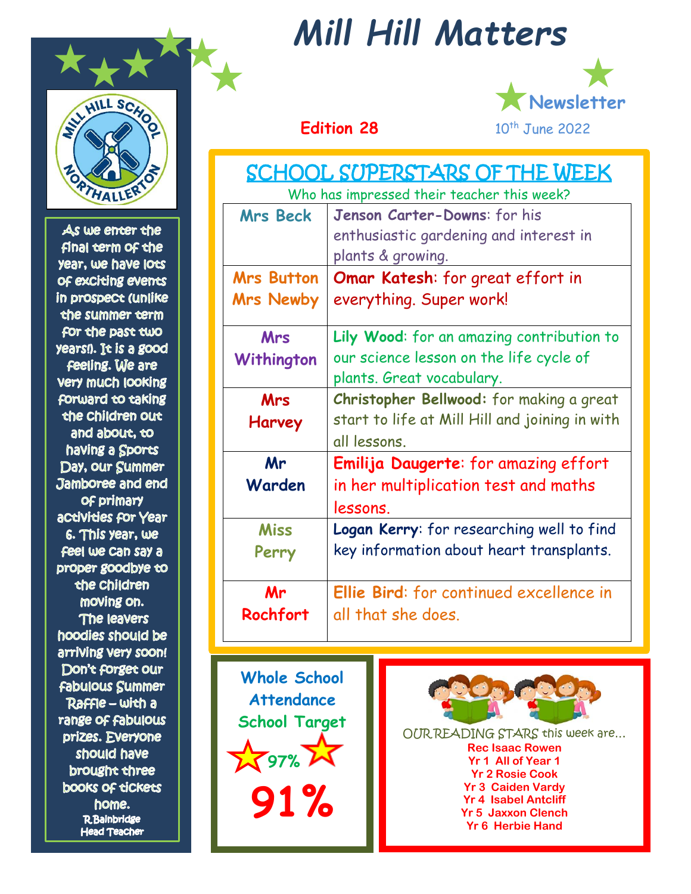# Mill Hill Matters

**Newsletter**

**Edition 28**

10th June 2022

As we enter the final term of the year, we have lots of exciting events in prospect (unlike the summer term for the past two years!). It is a good feeling. We are very much looking forward to taking the children out and about, to having a Sports Day, our Summer Jamboree and end of primary activities for Year 6. This year, we feel we can say a proper goodbye to the children moving on. The leavers hoodies should be arriving very soon! Don't forget our fabulous Summer Raffle – with a range of fabulous prizes. Everyone should have brought three books of tickets home.

R.Bainbridge
Head Teacher

## SCHOOL SUPERSTARS OF THE WEEK

Who has impressed their teacher this week?

| Teacher | Superstar |
|---|---|
| Mrs Beck | **Jenson Carter-Downs**: for his enthusiastic gardening and interest in plants & growing. |
| Mrs Button Mrs Newby | **Omar Katesh**: for great effort in everything. Super work! |
| Mrs Withington | **Lily Wood**: for an amazing contribution to our science lesson on the life cycle of plants. Great vocabulary. |
| Mrs Harvey | **Christopher Bellwood:** for making a great start to life at Mill Hill and joining in with all lessons. |
| Mr Warden | **Emilija Daugerte**: for amazing effort in her multiplication test and maths lessons. |
| Miss Perry | **Logan Kerry**: for researching well to find key information about heart transplants. |
| Mr Rochfort | **Ellie Bird**: for continued excellence in all that she does. |

**Whole School Attendance**

**School Target 97%**

**91%**

OUR READING STARS this week are...

**Rec Isaac Rowen**
**Yr 1 All of Year 1**
**Yr 2 Rosie Cook**
**Yr 3 Caiden Vardy**
**Yr 4 Isabel Antcliff**
**Yr 5 Jaxxon Clench**
**Yr 6 Herbie Hand**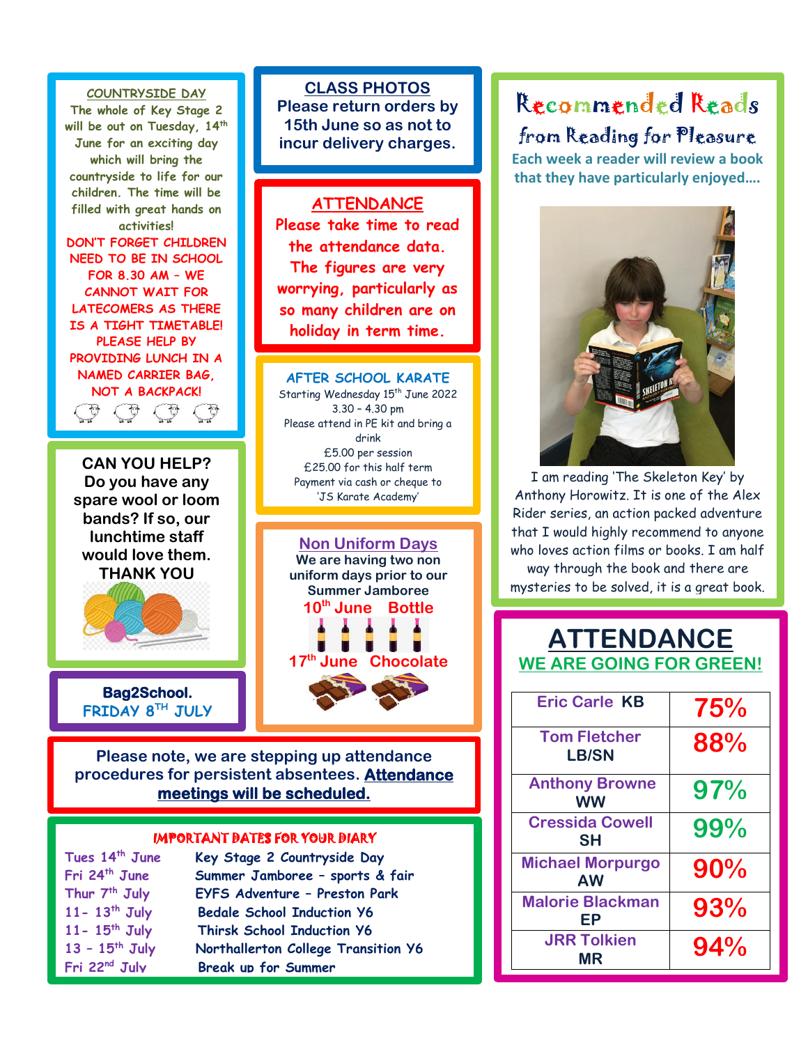## COUNTRYSIDE DAY

The whole of Key Stage 2 will be out on Tuesday, 14th June for an exciting day which will bring the countryside to life for our children. The time will be filled with great hands on activities!

DON'T FORGET CHILDREN NEED TO BE IN SCHOOL FOR 8.30 AM – WE CANNOT WAIT FOR LATECOMERS AS THERE IS A TIGHT TIMETABLE! PLEASE HELP BY PROVIDING LUNCH IN A NAMED CARRIER BAG, NOT A BACKPACK!

**CAN YOU HELP? Do you have any spare wool or loom bands? If so, our lunchtime staff would love them. THANK YOU**

**Bag2School.**
**FRIDAY 8TH JULY**

## CLASS PHOTOS

Please return orders by 15th June so as not to incur delivery charges.

## ATTENDANCE

Please take time to read the attendance data. The figures are very worrying, particularly as so many children are on holiday in term time.

## AFTER SCHOOL KARATE

Starting Wednesday 15th June 2022
3.30 – 4.30 pm
Please attend in PE kit and bring a drink
£5.00 per session
£25.00 for this half term
Payment via cash or cheque to 'JS Karate Academy'

## Non Uniform Days

**We are having two non uniform days prior to our Summer Jamboree**

**10th June Bottle**

**17th June Chocolate**

## Recommended Reads

### from Reading for Pleasure

**Each week a reader will review a book that they have particularly enjoyed....**

I am reading 'The Skeleton Key' by Anthony Horowitz. It is one of the Alex Rider series, an action packed adventure that I would highly recommend to anyone who loves action films or books. I am half way through the book and there are mysteries to be solved, it is a great book.

## ATTENDANCE

### WE ARE GOING FOR GREEN!

| | |
|---|---|
| Eric Carle KB | 75% |
| Tom Fletcher LB/SN | 88% |
| Anthony Browne WW | 97% |
| Cressida Cowell SH | 99% |
| Michael Morpurgo AW | 90% |
| Malorie Blackman EP | 93% |
| JRR Tolkien MR | 94% |

**Please note, we are stepping up attendance procedures for persistent absentees. Attendance meetings will be scheduled.**

## IMPORTANT DATES FOR YOUR DIARY

| | |
|---|---|
| Tues 14th June | Key Stage 2 Countryside Day |
| Fri 24th June | Summer Jamboree – sports & fair |
| Thur 7th July | EYFS Adventure – Preston Park |
| 11- 13th July | Bedale School Induction Y6 |
| 11- 15th July | Thirsk School Induction Y6 |
| 13 – 15th July | Northallerton College Transition Y6 |
| Fri 22nd July | Break up for Summer |